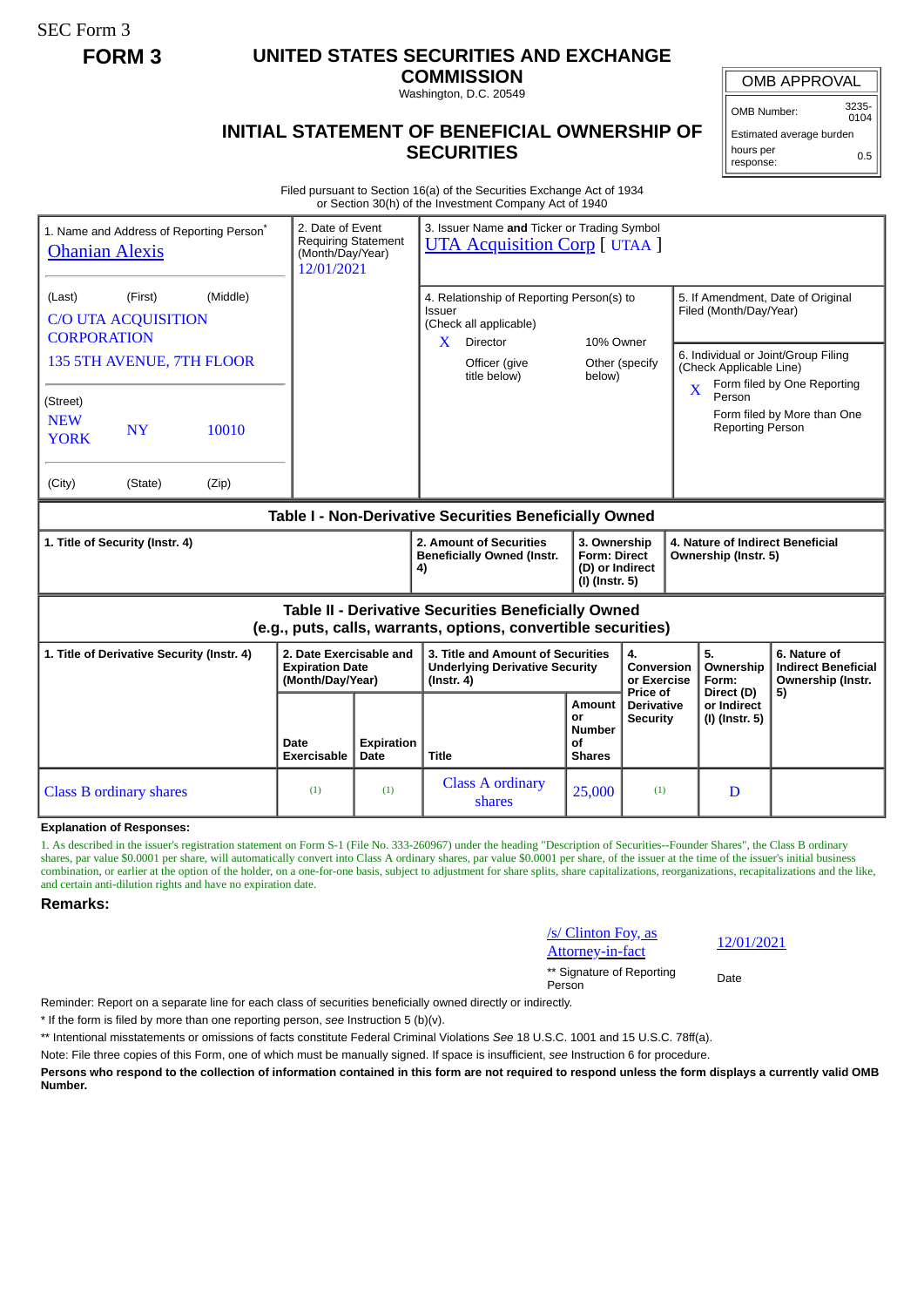SEC Form 3

**FORM 3**

# UNITED STATES SECURITIES AND EXCHANGE COMMISSION

Washington, D.C. 20549

## INITIAL STATEMENT OF BENEFICIAL OWNERSHIP OF SECURITIES

| OMB APPROVAL | |
|---|---|
| OMB Number: | 3235-0104 |
| Estimated average burden | |
| hours per response: | 0.5 |

Filed pursuant to Section 16(a) of the Securities Exchange Act of 1934
or Section 30(h) of the Investment Company Act of 1940

1. Name and Address of Reporting Person*
Ohanian Alexis

(Last) (First) (Middle)
C/O UTA ACQUISITION CORPORATION
135 5TH AVENUE, 7TH FLOOR

(Street)
NEW YORK NY 10010

(City) (State) (Zip)

2. Date of Event Requiring Statement (Month/Day/Year)
12/01/2021

3. Issuer Name **and** Ticker or Trading Symbol
UTA Acquisition Corp [ UTAA ]

4. Relationship of Reporting Person(s) to Issuer
(Check all applicable)
X Director
10% Owner
Officer (give title below)
Other (specify below)

5. If Amendment, Date of Original Filed (Month/Day/Year)

6. Individual or Joint/Group Filing (Check Applicable Line)
X Form filed by One Reporting Person
Form filed by More than One Reporting Person

### Table I - Non-Derivative Securities Beneficially Owned

| 1. Title of Security (Instr. 4) | 2. Amount of Securities Beneficially Owned (Instr. 4) | 3. Ownership Form: Direct (D) or Indirect (I) (Instr. 5) | 4. Nature of Indirect Beneficial Ownership (Instr. 5) |
|---|---|---|---|

### Table II - Derivative Securities Beneficially Owned (e.g., puts, calls, warrants, options, convertible securities)

| 1. Title of Derivative Security (Instr. 4) | 2. Date Exercisable and Expiration Date (Month/Day/Year) | | 3. Title and Amount of Securities Underlying Derivative Security (Instr. 4) | | 4. Conversion or Exercise Price of Derivative Security | 5. Ownership Form: Direct (D) or Indirect (I) (Instr. 5) | 6. Nature of Indirect Beneficial Ownership (Instr. 5) |
|---|---|---|---|---|---|---|---|
| | Date Exercisable | Expiration Date | Title | Amount or Number of Shares | | | |
| Class B ordinary shares | (1) | (1) | Class A ordinary shares | 25,000 | (1) | D | |

**Explanation of Responses:**

1. As described in the issuer's registration statement on Form S-1 (File No. 333-260967) under the heading "Description of Securities--Founder Shares", the Class B ordinary shares, par value $0.0001 per share, will automatically convert into Class A ordinary shares, par value $0.0001 per share, of the issuer at the time of the issuer's initial business combination, or earlier at the option of the holder, on a one-for-one basis, subject to adjustment for share splits, share capitalizations, reorganizations, recapitalizations and the like, and certain anti-dilution rights and have no expiration date.

**Remarks:**

/s/ Clinton Foy, as Attorney-in-fact 12/01/2021

** Signature of Reporting Person Date

Reminder: Report on a separate line for each class of securities beneficially owned directly or indirectly.

* If the form is filed by more than one reporting person, *see* Instruction 5 (b)(v).

** Intentional misstatements or omissions of facts constitute Federal Criminal Violations *See* 18 U.S.C. 1001 and 15 U.S.C. 78ff(a).

Note: File three copies of this Form, one of which must be manually signed. If space is insufficient, *see* Instruction 6 for procedure.

**Persons who respond to the collection of information contained in this form are not required to respond unless the form displays a currently valid OMB Number.**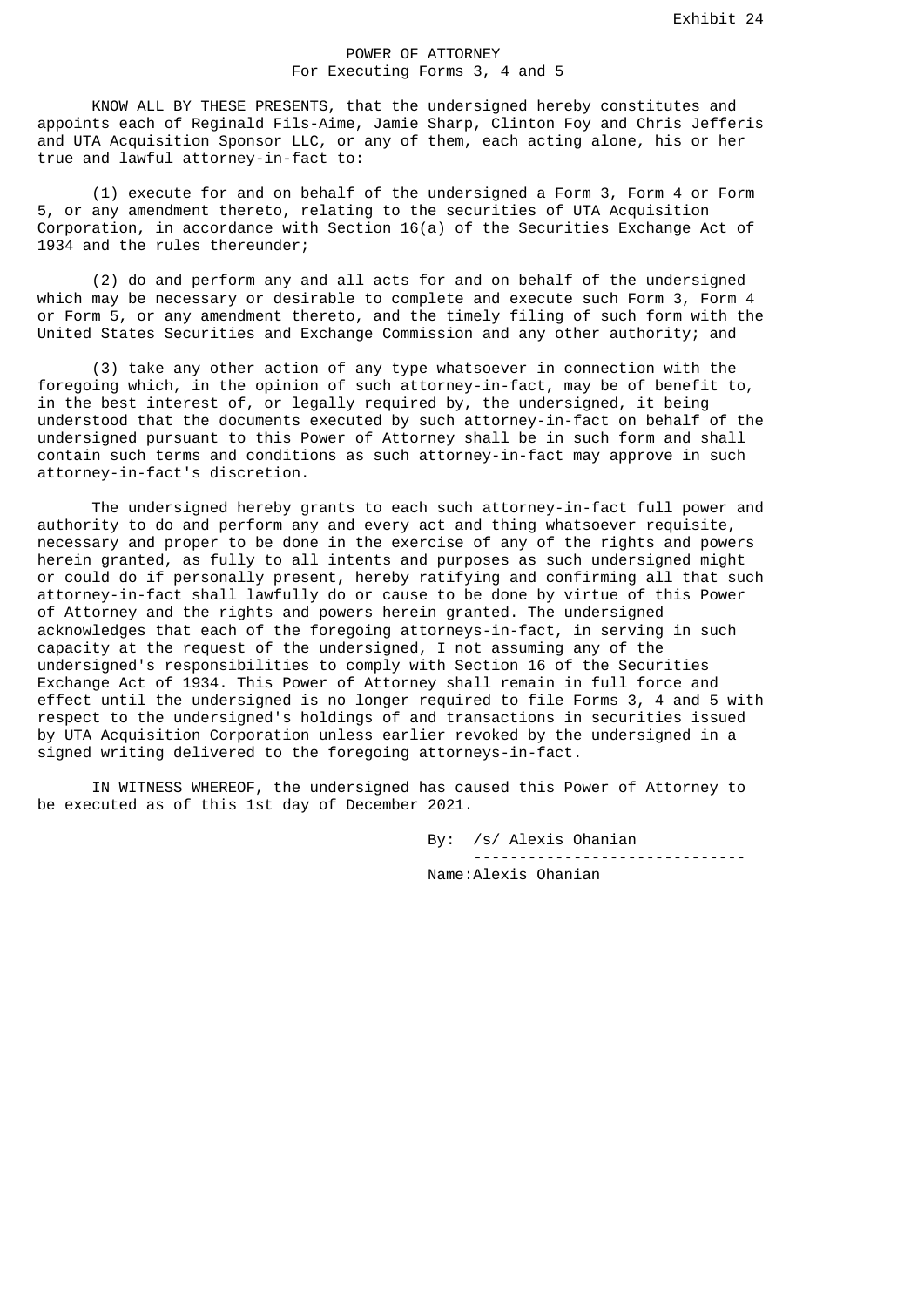Exhibit 24

POWER OF ATTORNEY
For Executing Forms 3, 4 and 5

KNOW ALL BY THESE PRESENTS, that the undersigned hereby constitutes and appoints each of Reginald Fils-Aime, Jamie Sharp, Clinton Foy and Chris Jefferis and UTA Acquisition Sponsor LLC, or any of them, each acting alone, his or her true and lawful attorney-in-fact to:

(1) execute for and on behalf of the undersigned a Form 3, Form 4 or Form 5, or any amendment thereto, relating to the securities of UTA Acquisition Corporation, in accordance with Section 16(a) of the Securities Exchange Act of 1934 and the rules thereunder;

(2) do and perform any and all acts for and on behalf of the undersigned which may be necessary or desirable to complete and execute such Form 3, Form 4 or Form 5, or any amendment thereto, and the timely filing of such form with the United States Securities and Exchange Commission and any other authority; and

(3) take any other action of any type whatsoever in connection with the foregoing which, in the opinion of such attorney-in-fact, may be of benefit to, in the best interest of, or legally required by, the undersigned, it being understood that the documents executed by such attorney-in-fact on behalf of the undersigned pursuant to this Power of Attorney shall be in such form and shall contain such terms and conditions as such attorney-in-fact may approve in such attorney-in-fact's discretion.

The undersigned hereby grants to each such attorney-in-fact full power and authority to do and perform any and every act and thing whatsoever requisite, necessary and proper to be done in the exercise of any of the rights and powers herein granted, as fully to all intents and purposes as such undersigned might or could do if personally present, hereby ratifying and confirming all that such attorney-in-fact shall lawfully do or cause to be done by virtue of this Power of Attorney and the rights and powers herein granted. The undersigned acknowledges that each of the foregoing attorneys-in-fact, in serving in such capacity at the request of the undersigned, I not assuming any of the undersigned's responsibilities to comply with Section 16 of the Securities Exchange Act of 1934. This Power of Attorney shall remain in full force and effect until the undersigned is no longer required to file Forms 3, 4 and 5 with respect to the undersigned's holdings of and transactions in securities issued by UTA Acquisition Corporation unless earlier revoked by the undersigned in a signed writing delivered to the foregoing attorneys-in-fact.

IN WITNESS WHEREOF, the undersigned has caused this Power of Attorney to be executed as of this 1st day of December 2021.

By: /s/ Alexis Ohanian
------------------------------
Name:Alexis Ohanian